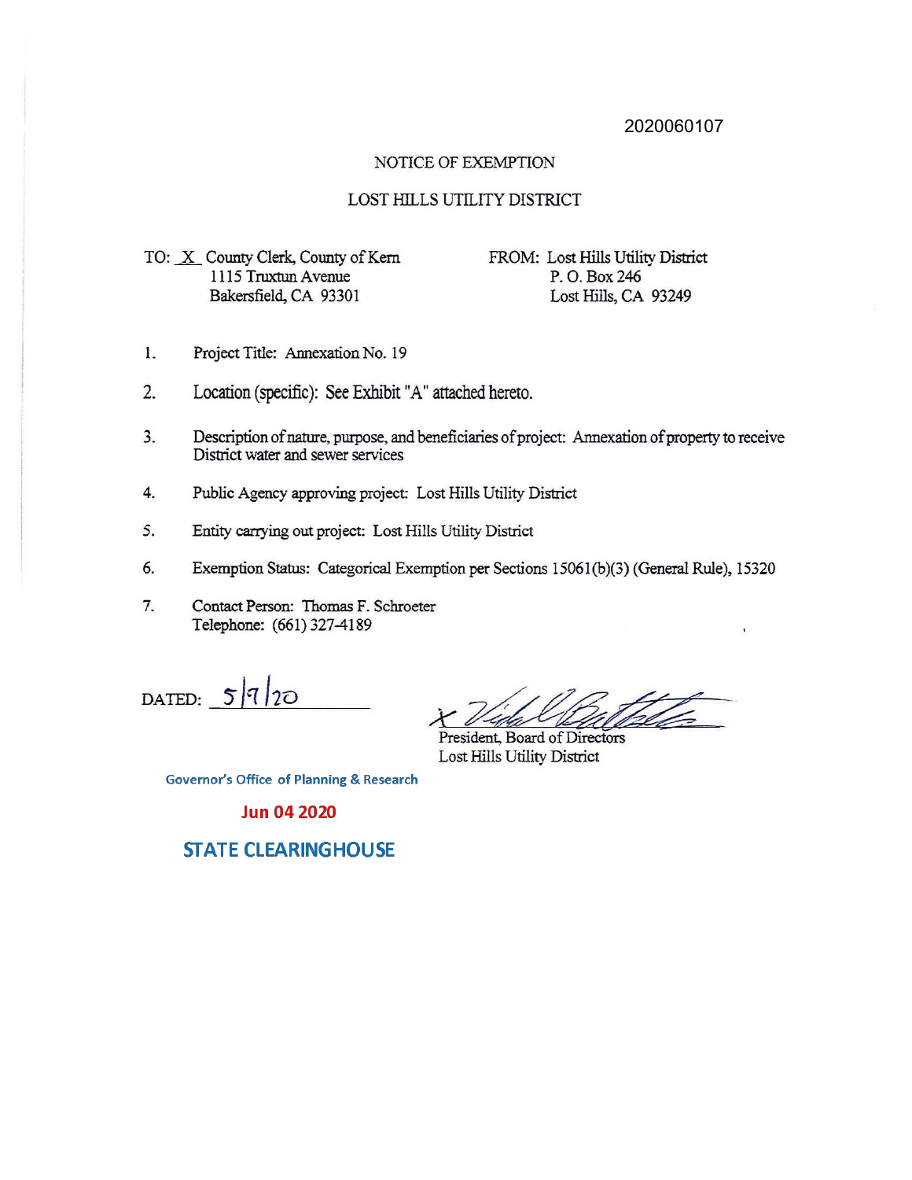2020060107

# NOTICE OF EXEMPTION

## LOST HILLS UTILITY DISTRICT

TO: X County Clerk, County of Kern
1115 Truxtun Avenue
Bakersfield, CA 93301

FROM: Lost Hills Utility District
P. O. Box 246
Lost Hills, CA 93249

1. Project Title: Annexation No. 19
2. Location (specific): See Exhibit "A" attached hereto.
3. Description of nature, purpose, and beneficiaries of project: Annexation of property to receive District water and sewer services
4. Public Agency approving project: Lost Hills Utility District
5. Entity carrying out project: Lost Hills Utility District
6. Exemption Status: Categorical Exemption per Sections 15061(b)(3) (General Rule), 15320
7. Contact Person: Thomas F. Schroeter
   Telephone: (661) 327-4189

DATED: 5/7/20

President, Board of Directors
Lost Hills Utility District

Governor's Office of Planning & Research

Jun 04 2020

STATE CLEARINGHOUSE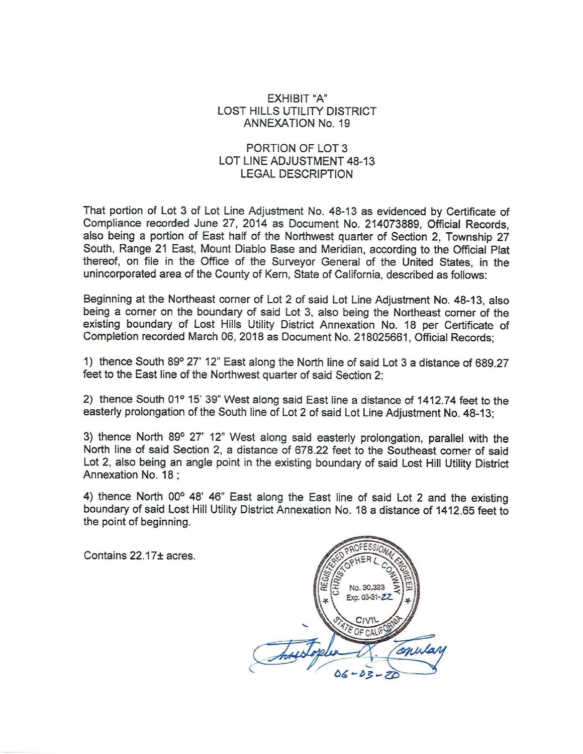EXHIBIT "A"
LOST HILLS UTILITY DISTRICT
ANNEXATION No. 19

PORTION OF LOT 3
LOT LINE ADJUSTMENT 48-13
LEGAL DESCRIPTION

That portion of Lot 3 of Lot Line Adjustment No. 48-13 as evidenced by Certificate of Compliance recorded June 27, 2014 as Document No. 214073889, Official Records, also being a portion of East half of the Northwest quarter of Section 2, Township 27 South, Range 21 East, Mount Diablo Base and Meridian, according to the Official Plat thereof, on file in the Office of the Surveyor General of the United States, in the unincorporated area of the County of Kern, State of California, described as follows:

Beginning at the Northeast corner of Lot 2 of said Lot Line Adjustment No. 48-13, also being a corner on the boundary of said Lot 3, also being the Northeast corner of the existing boundary of Lost Hills Utility District Annexation No. 18 per Certificate of Completion recorded March 06, 2018 as Document No. 218025661, Official Records;

1) thence South 89° 27' 12" East along the North line of said Lot 3 a distance of 689.27 feet to the East line of the Northwest quarter of said Section 2;

2) thence South 01° 15' 39" West along said East line a distance of 1412.74 feet to the easterly prolongation of the South line of Lot 2 of said Lot Line Adjustment No. 48-13;

3) thence North 89° 27' 12" West along said easterly prolongation, parallel with the North line of said Section 2, a distance of 678.22 feet to the Southeast corner of said Lot 2, also being an angle point in the existing boundary of said Lost Hill Utility District Annexation No. 18 ;

4) thence North 00° 48' 46" East along the East line of said Lot 2 and the existing boundary of said Lost Hill Utility District Annexation No. 18 a distance of 1412.65 feet to the point of beginning.

Contains 22.17± acres.

REGISTERED PROFESSIONAL ENGINEER
CHRISTOPHER L. CONWAY
No. 30,323
Exp. 03-31-22
CIVIL
STATE OF CALIFORNIA

Christopher L. Conway
06-03-20